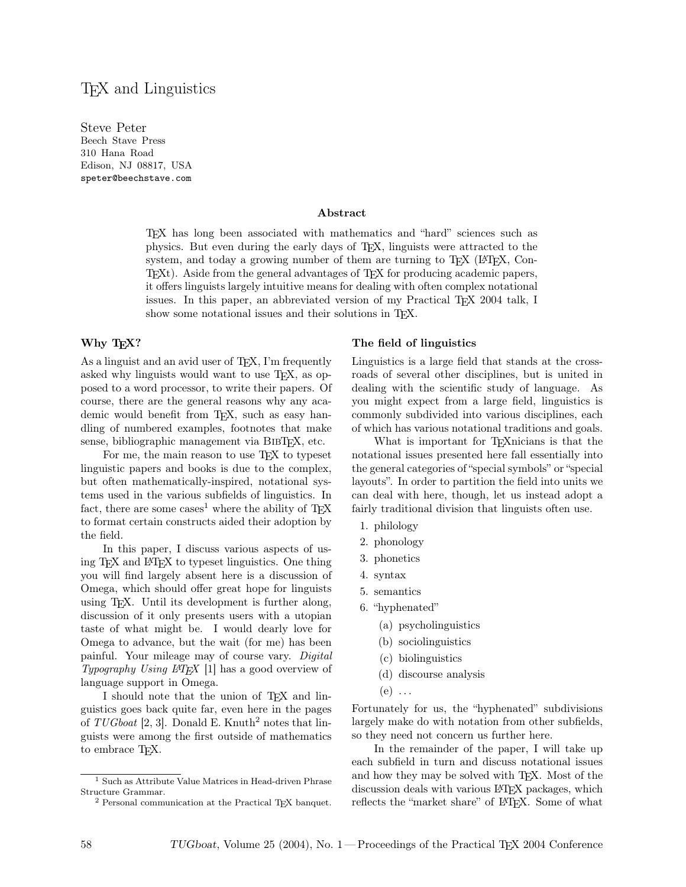# TEX and Linguistics

Steve Peter
Beech Stave Press
310 Hana Road
Edison, NJ 08817, USA
speter@beechstave.com

### Abstract

TEX has long been associated with mathematics and "hard" sciences such as physics. But even during the early days of TEX, linguists were attracted to the system, and today a growing number of them are turning to TEX (LATEX, ConTEXt). Aside from the general advantages of TEX for producing academic papers, it offers linguists largely intuitive means for dealing with often complex notational issues. In this paper, an abbreviated version of my Practical TEX 2004 talk, I show some notational issues and their solutions in TEX.

## Why TEX?

As a linguist and an avid user of TEX, I'm frequently asked why linguists would want to use TEX, as opposed to a word processor, to write their papers. Of course, there are the general reasons why any academic would benefit from TEX, such as easy handling of numbered examples, footnotes that make sense, bibliographic management via BIBTEX, etc.

For me, the main reason to use TEX to typeset linguistic papers and books is due to the complex, but often mathematically-inspired, notational systems used in the various subfields of linguistics. In fact, there are some cases[1] where the ability of TEX to format certain constructs aided their adoption by the field.

In this paper, I discuss various aspects of using TEX and LATEX to typeset linguistics. One thing you will find largely absent here is a discussion of Omega, which should offer great hope for linguists using TEX. Until its development is further along, discussion of it only presents users with a utopian taste of what might be. I would dearly love for Omega to advance, but the wait (for me) has been painful. Your mileage may of course vary. *Digital Typography Using LATEX* [1] has a good overview of language support in Omega.

I should note that the union of TEX and linguistics goes back quite far, even here in the pages of *TUGboat* [2, 3]. Donald E. Knuth[2] notes that linguists were among the first outside of mathematics to embrace TEX.

[1] Such as Attribute Value Matrices in Head-driven Phrase Structure Grammar.

[2] Personal communication at the Practical TEX banquet.

## The field of linguistics

Linguistics is a large field that stands at the crossroads of several other disciplines, but is united in dealing with the scientific study of language. As you might expect from a large field, linguistics is commonly subdivided into various disciplines, each of which has various notational traditions and goals.

What is important for TEXnicians is that the notational issues presented here fall essentially into the general categories of "special symbols" or "special layouts". In order to partition the field into units we can deal with here, though, let us instead adopt a fairly traditional division that linguists often use.

1. philology
2. phonology
3. phonetics
4. syntax
5. semantics
6. "hyphenated"
   (a) psycholinguistics
   (b) sociolinguistics
   (c) biolinguistics
   (d) discourse analysis
   (e) ...

Fortunately for us, the "hyphenated" subdivisions largely make do with notation from other subfields, so they need not concern us further here.

In the remainder of the paper, I will take up each subfield in turn and discuss notational issues and how they may be solved with TEX. Most of the discussion deals with various LATEX packages, which reflects the "market share" of LATEX. Some of what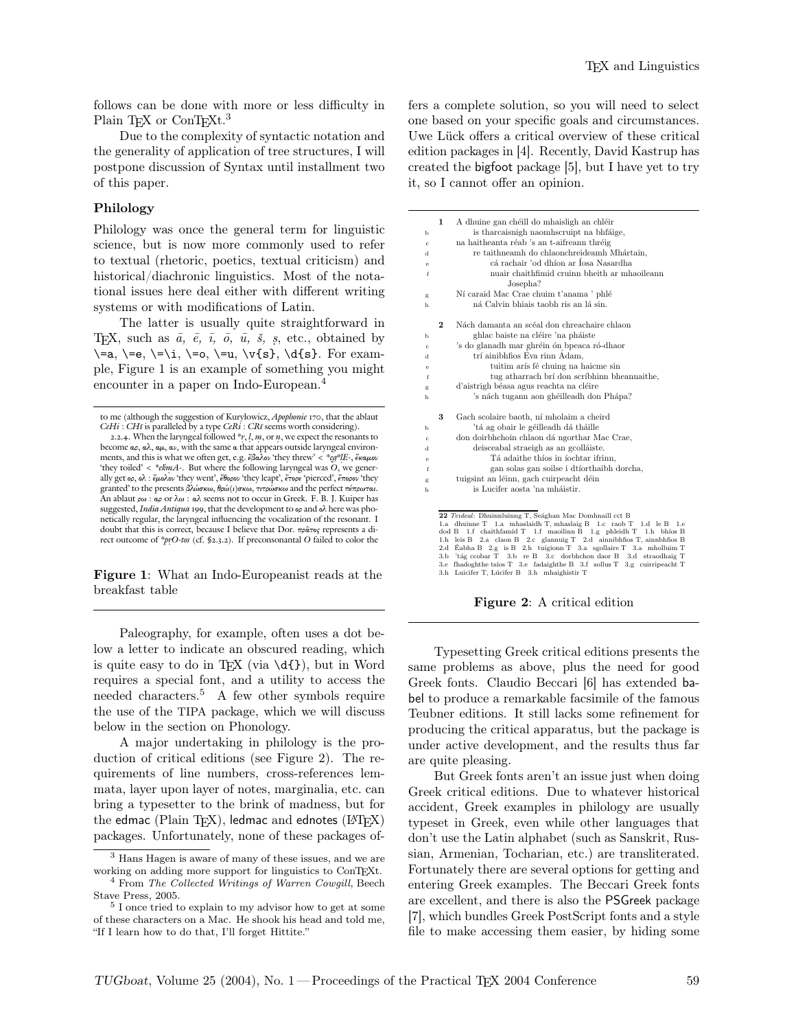follows can be done with more or less difficulty in Plain TEX or ConTEXt.[3]

Due to the complexity of syntactic notation and the generality of application of tree structures, I will postpone discussion of Syntax until installment two of this paper.

**Philology**

Philology was once the general term for linguistic science, but is now more commonly used to refer to textual (rhetoric, poetics, textual criticism) and historical/diachronic linguistics. Most of the notational issues here deal either with different writing systems or with modifications of Latin.

The latter is usually quite straightforward in TEX, such as *ā, ē, ī, ō, ū, š, ṣ*, etc., obtained by `\=a`, `\=e`, `\=\i`, `\=o`, `\=u`, `\v{s}`, `\d{s}`. For example, Figure 1 is an example of something you might encounter in a paper on Indo-European.[4]

to me (although the suggestion of Kuryłowicz, *Apophonie* 170, that the ablaut *CeHi* : *CHī* is paralleled by a type *CeRi* : *CRī* seems worth considering).

2.2.4. When the laryngeal followed *\*r, l, m*, or *n*, we expect the resonants to become *αρ, αλ, αμ, αν*, with the same *α* that appears outside laryngeal environments, and this is what we often get, e.g. ἔβαλον 'they threw' < \**gʷlE-*, ἔκαμον 'they toiled' < \**ḱmA-*. But where the following laryngeal was *O*, we generally get *ορ, ολ* : ἔμολον 'they went', ἔθορον 'they leapt', ἔτορε 'pierced', ἔπορον 'they granted' to the presents βλώσκω, θρῴ(ι)σκω, τιτρώσκω and the perfect πέπρωται. An ablaut *ρω* : *αρ* or *λω* : *αλ* seems not to occur in Greek. F. B. J. Kuiper has suggested, *India Antiqua* 199, that the development to *ορ* and *ολ* here was phonetically regular, the laryngeal influencing the vocalization of the resonant. I doubt that this is correct, because I believe that Dor. πρᾶτος represents a direct outcome of \**pr̥O-tos* (cf. §2.3.2). If preconsonantal *O* failed to color the

**Figure 1**: What an Indo-Europeanist reads at the breakfast table

Paleography, for example, often uses a dot below a letter to indicate an obscured reading, which is quite easy to do in TEX (via `\d{}`), but in Word requires a special font, and a utility to access the needed characters.[5] A few other symbols require the use of the TIPA package, which we will discuss below in the section on Phonology.

A major undertaking in philology is the production of critical editions (see Figure 2). The requirements of line numbers, cross-references lemmata, layer upon layer of notes, marginalia, etc. can bring a typesetter to the brink of madness, but for the edmac (Plain TEX), ledmac and ednotes (LATEX) packages. Unfortunately, none of these packages offers a complete solution, so you will need to select one based on your specific goals and circumstances. Uwe Lück offers a critical overview of these critical edition packages in [4]. Recently, David Kastrup has created the bigfoot package [5], but I have yet to try it, so I cannot offer an opinion.

**1** A dhuine gan chéill do mhaisligh an chléir
b is tharcaisnigh naomhscruipt na bhfáige,
c na haitheanta réab 's an t-aifreann thréig
d re taithneamh do chlaonchreideamh Mhártain,
e cá rachair 'od dhíon ar Íosa Nasardha
f nuair chaithfimid cruinn bheith ar mhaoileann Josepha?
g Ní caraid Mac Crae chuim t'anama ' phlé
h ná Calvin bhiais taobh ris an lá sin.

**2** Nách damanta an scéal don chreachaire chlaon
b ghlac baiste na cléire 'na pháiste
c 's do glanadh mar ghréin ón bpeaca ró-dhaor
d trí ainibhfios Éva rinn Ádam,
e tuitim arís fé chuing na haicme sin
f tug atharrach brí don scríbhinn bheannaithe,
g d'aistrigh béasa agus reachta na cléire
h 's nách tugann aon ghéilleadh don Phápa?

**3** Gach scolaire baoth, ní mholaim a cheird
b 'tá ag obair le géilleadh dá tháille
c don doirbhchoin chlaon dá ngorthar Mac Crae,
d deisceabal straeigh as an gcolláiste.
e Tá adaithe thíos in íochtar ifrinn,
f gan solas gan soilse i dtíorthaibh dorcha,
g tuigsint an léinn, gach cuirpeacht déin
h is Lucifer aosta 'na mháistir.

**22** *Teideal*: Dhuinnluinng T, Seághan Mac Domhnaill cct B
1.a dhuinne T 1.a mhaslaidh T, mhaslaig B 1.c raob T 1.d le B 1.e dod B 1.f chaithfamíd T 1.f maoilinn B 1.g phleidh T 1.h bhíos B 1.h leis B 2.a claon B 2.c glannuig T 2.d ainnibhfios T, ainnbhfios B 2.d Éabha B 2.g is B 2.h tuigionn T 3.a sgollaire T 3.a mholluim T 3.b 'tág ccobar T 3.b re B 3.c dorbhchon daor B 3.d straodhaig T 3.e fhadoghthe tsíos T 3.e fadaighthe B 3.f sollus T 3.g cuirripeacht T 3.h Luicifer T, Lúcifer B 3.h mhaighistir T

**Figure 2**: A critical edition

Typesetting Greek critical editions presents the same problems as above, plus the need for good Greek fonts. Claudio Beccari [6] has extended babel to produce a remarkable facsimile of the famous Teubner editions. It still lacks some refinement for producing the critical apparatus, but the package is under active development, and the results thus far are quite pleasing.

But Greek fonts aren't an issue just when doing Greek critical editions. Due to whatever historical accident, Greek examples in philology are usually typeset in Greek, even while other languages that don't use the Latin alphabet (such as Sanskrit, Russian, Armenian, Tocharian, etc.) are transliterated. Fortunately there are several options for getting and entering Greek examples. The Beccari Greek fonts are excellent, and there is also the PSGreek package [7], which bundles Greek PostScript fonts and a style file to make accessing them easier, by hiding some

[3] Hans Hagen is aware of many of these issues, and we are working on adding more support for linguistics to ConTEXt.

[4] From *The Collected Writings of Warren Cowgill*, Beech Stave Press, 2005.

[5] I once tried to explain to my advisor how to get at some of these characters on a Mac. He shook his head and told me, "If I learn how to do that, I'll forget Hittite."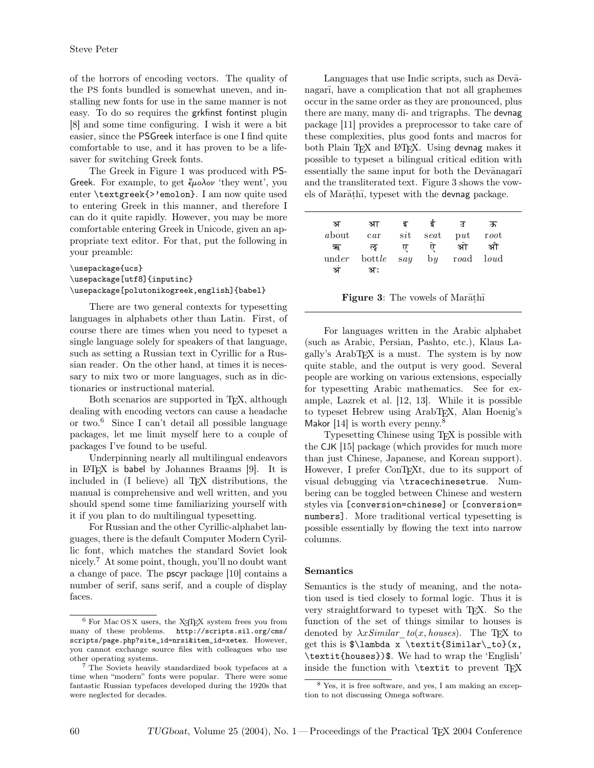of the horrors of encoding vectors. The quality of the PS fonts bundled is somewhat uneven, and installing new fonts for use in the same manner is not easy. To do so requires the grkfinst fontinst plugin [8] and some time configuring. I wish it were a bit easier, since the PSGreek interface is one I find quite comfortable to use, and it has proven to be a lifesaver for switching Greek fonts.

The Greek in Figure 1 was produced with PSGreek. For example, to get *ἔμολον* 'they went', you enter `\textgreek{>'emolon}`. I am now quite used to entering Greek in this manner, and therefore I can do it quite rapidly. However, you may be more comfortable entering Greek in Unicode, given an appropriate text editor. For that, put the following in your preamble:

```
\usepackage{ucs}
\usepackage[utf8]{inputinc}
\usepackage[polutonikogreek,english]{babel}
```

There are two general contexts for typesetting languages in alphabets other than Latin. First, of course there are times when you need to typeset a single language solely for speakers of that language, such as setting a Russian text in Cyrillic for a Russian reader. On the other hand, at times it is necessary to mix two or more languages, such as in dictionaries or instructional material.

Both scenarios are supported in TEX, although dealing with encoding vectors can cause a headache or two.[6] Since I can't detail all possible language packages, let me limit myself here to a couple of packages I've found to be useful.

Underpinning nearly all multilingual endeavors in LATEX is babel by Johannes Braams [9]. It is included in (I believe) all TEX distributions, the manual is comprehensive and well written, and you should spend some time familiarizing yourself with it if you plan to do multilingual typesetting.

For Russian and the other Cyrillic-alphabet languages, there is the default Computer Modern Cyrillic font, which matches the standard Soviet look nicely.[7] At some point, though, you'll no doubt want a change of pace. The pscyr package [10] contains a number of serif, sans serif, and a couple of display faces.

Languages that use Indic scripts, such as Devānagarī, have a complication that not all graphemes occur in the same order as they are pronounced, plus there are many, many di- and trigraphs. The devnag package [11] provides a preprocessor to take care of these complexities, plus good fonts and macros for both Plain TEX and LATEX. Using devnag makes it possible to typeset a bilingual critical edition with essentially the same input for both the Devānagarī and the transliterated text. Figure 3 shows the vowels of Marāṭhī, typeset with the devnag package.

| | | | | | |
|---|---|---|---|---|---|
| अ | आ | इ | ई | उ | ऊ |
| *a*bout | c*a*r | s*i*t | s*ea*t | p*u*t | r*oo*t |
| ऋ | ऌ | ए | ऐ | ओ | औ |
| und*er* | bott*le* | s*ay* | b*y* | r*oa*d | l*ou*d |
| अं | अः | | | | |

**Figure 3**: The vowels of Marāṭhī

For languages written in the Arabic alphabet (such as Arabic, Persian, Pashto, etc.), Klaus Lagally's ArabTEX is a must. The system is by now quite stable, and the output is very good. Several people are working on various extensions, especially for typesetting Arabic mathematics. See for example, Lazrek et al. [12, 13]. While it is possible to typeset Hebrew using ArabTEX, Alan Hoenig's Makor [14] is worth every penny.[8]

Typesetting Chinese using TEX is possible with the CJK [15] package (which provides for much more than just Chinese, Japanese, and Korean support). However, I prefer ConTEXt, due to its support of visual debugging via `\tracechinesetrue`. Numbering can be toggled between Chinese and western styles via `[conversion=chinese]` or `[conversion=numbers]`. More traditional vertical typesetting is possible essentially by flowing the text into narrow columns.

### Semantics

Semantics is the study of meaning, and the notation used is tied closely to formal logic. Thus it is very straightforward to typeset with TEX. So the function of the set of things similar to houses is denoted by $\lambda x Similar\_to(x, houses)$. The TEX to get this is `$\lambda x \textit{Similar\_to}(x, \textit{houses})$`. We had to wrap the 'English' inside the function with `\textit` to prevent TEX

---

[6] For Mac OS X users, the XƎTEX system frees you from many of these problems. http://scripts.sil.org/cms/scripts/page.php?site_id=nrsi&item_id=xetex. However, you cannot exchange source files with colleagues who use other operating systems.

[7] The Soviets heavily standardized book typefaces at a time when "modern" fonts were popular. There were some fantastic Russian typefaces developed during the 1920s that were neglected for decades.

[8] Yes, it is free software, and yes, I am making an exception to not discussing Omega software.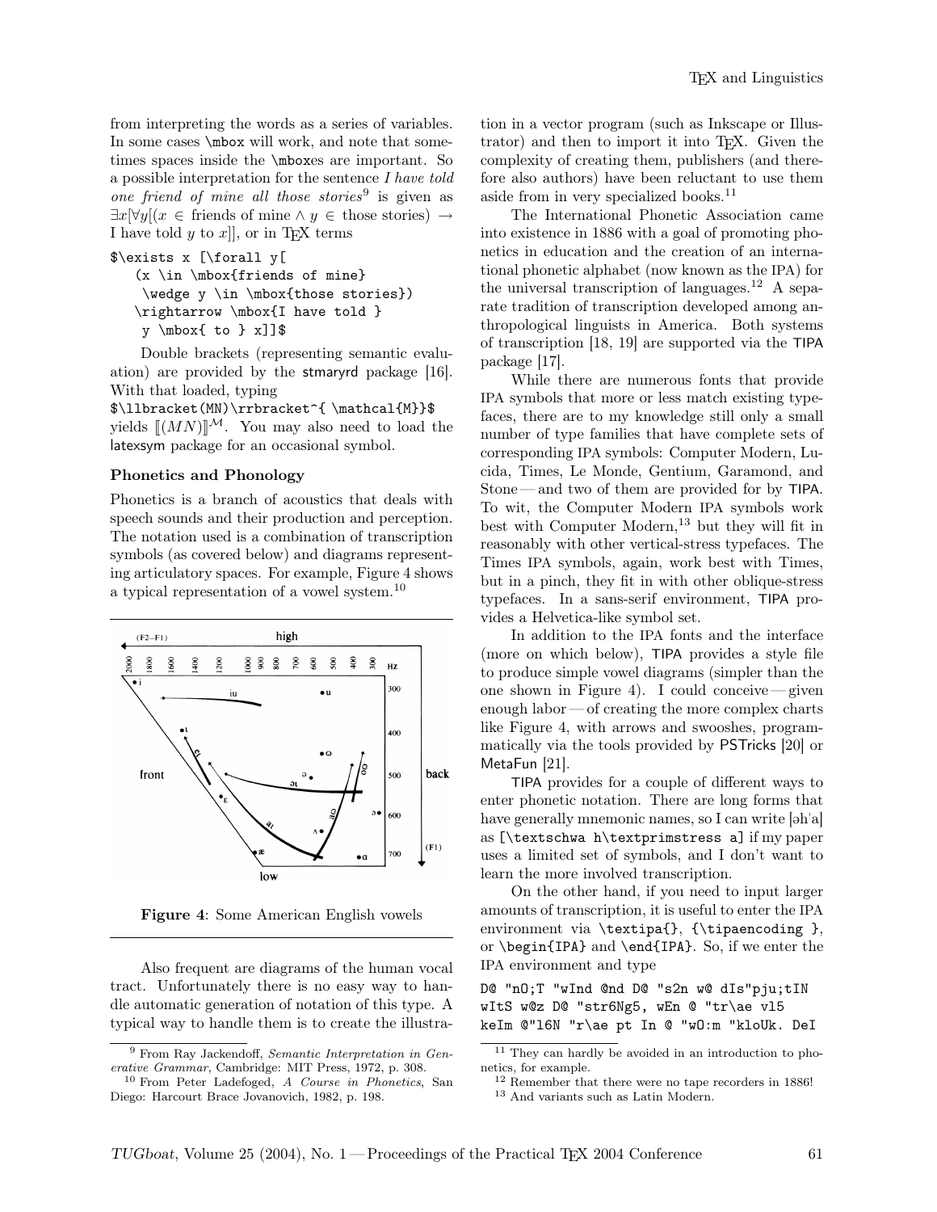from interpreting the words as a series of variables. In some cases \mbox will work, and note that sometimes spaces inside the \mboxes are important. So a possible interpretation for the sentence *I have told one friend of mine all those stories*[9] is given as $\exists x[\forall y[(x \in \text{friends of mine} \wedge y \in \text{those stories}) \rightarrow \text{I have told } y \text{ to } x]]$, or in TEX terms

```
$\exists x [\forall y[
   (x \in \mbox{friends of mine}
    \wedge y \in \mbox{those stories})
   \rightarrow \mbox{I have told }
    y \mbox{ to } x]]$
```

Double brackets (representing semantic evaluation) are provided by the stmaryrd package [16]. With that loaded, typing `$\llbracket(MN)\rrbracket^{ \mathcal{M}}$` yields $\llbracket(MN)\rrbracket^{\mathcal{M}}$. You may also need to load the latexsym package for an occasional symbol.

### Phonetics and Phonology

Phonetics is a branch of acoustics that deals with speech sounds and their production and perception. The notation used is a combination of transcription symbols (as covered below) and diagrams representing articulatory spaces. For example, Figure 4 shows a typical representation of a vowel system.[10]

(F2–F1)
high
2000 1800 1600 1400 1200 1000 900 800 700 600 500 400 300 Hz
i
iu
u
300
ɪ
400
eɪ
ʊ
front
ə
oʊ
500
back
ɔɪ
ɛ
aʊ
ɔ
600
aɪ
ʌ
(F1)
æ
ɑ
700
low

**Figure 4**: Some American English vowels

Also frequent are diagrams of the human vocal tract. Unfortunately there is no easy way to handle automatic generation of notation of this type. A typical way to handle them is to create the illustration in a vector program (such as Inkscape or Illustrator) and then to import it into TEX. Given the complexity of creating them, publishers (and therefore also authors) have been reluctant to use them aside from in very specialized books.[11]

The International Phonetic Association came into existence in 1886 with a goal of promoting phonetics in education and the creation of an international phonetic alphabet (now known as the IPA) for the universal transcription of languages.[12] A separate tradition of transcription developed among anthropological linguists in America. Both systems of transcription [18, 19] are supported via the TIPA package [17].

While there are numerous fonts that provide IPA symbols that more or less match existing typefaces, there are to my knowledge still only a small number of type families that have complete sets of corresponding IPA symbols: Computer Modern, Lucida, Times, Le Monde, Gentium, Garamond, and Stone — and two of them are provided for by TIPA. To wit, the Computer Modern IPA symbols work best with Computer Modern,[13] but they will fit in reasonably with other vertical-stress typefaces. The Times IPA symbols, again, work best with Times, but in a pinch, they fit in with other oblique-stress typefaces. In a sans-serif environment, TIPA provides a Helvetica-like symbol set.

In addition to the IPA fonts and the interface (more on which below), TIPA provides a style file to produce simple vowel diagrams (simpler than the one shown in Figure 4). I could conceive — given enough labor — of creating the more complex charts like Figure 4, with arrows and swooshes, programmatically via the tools provided by PSTricks [20] or MetaFun [21].

TIPA provides for a couple of different ways to enter phonetic notation. There are long forms that have generally mnemonic names, so I can write [əhˈa] as `[\textschwa h\textprimstress a]` if my paper uses a limited set of symbols, and I don't want to learn the more involved transcription.

On the other hand, if you need to input larger amounts of transcription, it is useful to enter the IPA environment via `\textipa{}`, `{\tipaencoding }`, or `\begin{IPA}` and `\end{IPA}`. So, if we enter the IPA environment and type

```
D@ "nO;T "wInd @nd D@ "s2n w@ dIs"pju;tIN
wItS w@z D@ "str6Ng5, wEn @ "tr\ae vl5
keIm @"l6N "r\ae pt In @ "wO:m "kloUk. DeI
```

[9] From Ray Jackendoff, *Semantic Interpretation in Generative Grammar*, Cambridge: MIT Press, 1972, p. 308.

[10] From Peter Ladefoged, *A Course in Phonetics*, San Diego: Harcourt Brace Jovanovich, 1982, p. 198.

[11] They can hardly be avoided in an introduction to phonetics, for example.

[12] Remember that there were no tape recorders in 1886!

[13] And variants such as Latin Modern.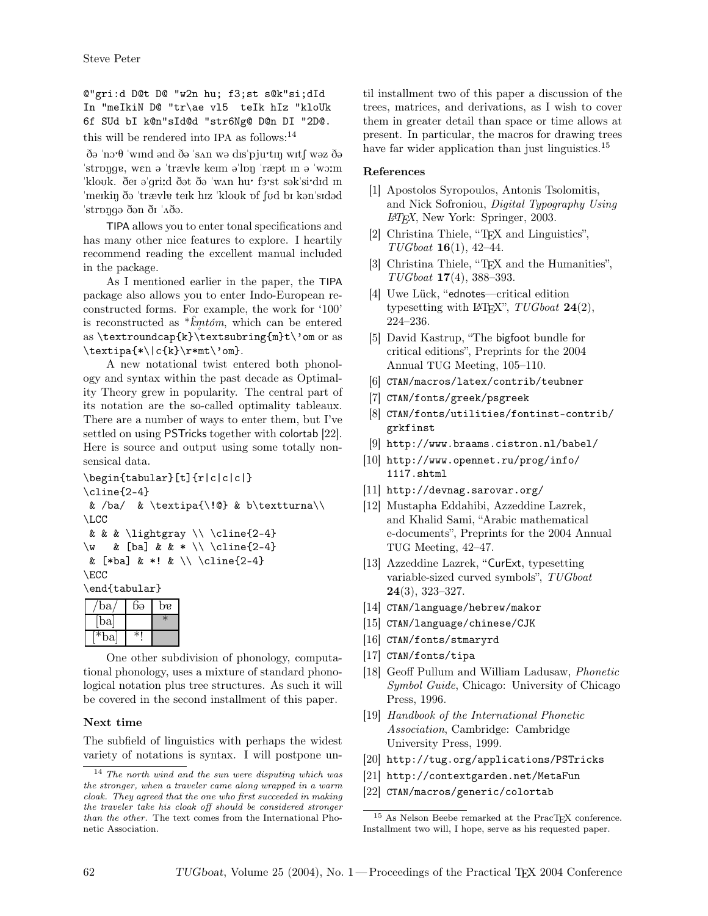```
@"gri:d D@t D@ "w2n hu; f3;st s@k"si;dId
In "meIkiN D@ "tr\ae vl5  teIk hIz "kloUk
6f SUd bI k@n"sId@d "str6Ng@ D@n DI "2D@.
```

this will be rendered into IPA as follows:[14]

ðə ˈnɔ˞θ ˈwɪnd ənd ðə ˈsʌn wə dɪsˈpju˞tɪŋ wɪtʃ wəz ðə ˈstrɒŋgɐ, wɛn ə ˈtrævlɐ keɪm əˈlɒŋ ˈræpt ɪn ə ˈwɔːm ˈkloʊk. ðeɪ əˈgriːd ðət ðə ˈwʌn huˑ fɜ˞st səkˈsi˞dɪd ɪn ˈmeɪkiŋ ðə ˈtrævlɐ teɪk hɪz ˈkloʊk ɒf ʃʊd bɪ kənˈsɪdəd ˈstrɒŋgə ðən ðɪ ˈʌðə.

TIPA allows you to enter tonal specifications and has many other nice features to explore. I heartily recommend reading the excellent manual included in the package.

As I mentioned earlier in the paper, the TIPA package also allows you to enter Indo-European reconstructed forms. For example, the work for '100' is reconstructed as **k̂m̥tóm*, which can be entered as `\textroundcap{k}\textsubring{m}t\'om` or as `\textipa{*\|c{k}\r*mt\'om}`.

A new notational twist entered both phonology and syntax within the past decade as Optimality Theory grew in popularity. The central part of its notation are the so-called optimality tableaux. There are a number of ways to enter them, but I've settled on using PSTricks together with colortab [22]. Here is source and output using some totally nonsensical data.

```
\begin{tabular}[t]{r|c|c|c|}
\cline{2-4}
 & /ba/  & \textipa{\!@} & b\textturna\\
\LCC
 & & & \lightgray \\ \cline{2-4}
\w   & [ba] & & * \\ \cline{2-4}
 & [*ba] & *! & \\ \cline{2-4}
\ECC
\end{tabular}
```

| /ba/ | ɓə | bɐ |
|---|---|---|
| [ba] | | * |
| [*ba] | *! | |

One other subdivision of phonology, computational phonology, uses a mixture of standard phonological notation plus tree structures. As such it will be covered in the second installment of this paper.

### Next time

The subfield of linguistics with perhaps the widest variety of notations is syntax. I will postpone until installment two of this paper a discussion of the trees, matrices, and derivations, as I wish to cover them in greater detail than space or time allows at present. In particular, the macros for drawing trees have far wider application than just linguistics.[15]

[14] *The north wind and the sun were disputing which was the stronger, when a traveler came along wrapped in a warm cloak. They agreed that the one who first succeeded in making the traveler take his cloak off should be considered stronger than the other.* The text comes from the International Phonetic Association.

[15] As Nelson Beebe remarked at the PracTEX conference. Installment two will, I hope, serve as his requested paper.

### References

[1] Apostolos Syropoulos, Antonis Tsolomitis, and Nick Sofroniou, *Digital Typography Using LaTeX*, New York: Springer, 2003.

[2] Christina Thiele, "TEX and Linguistics", *TUGboat* **16**(1), 42–44.

[3] Christina Thiele, "TEX and the Humanities", *TUGboat* **17**(4), 388–393.

[4] Uwe Lück, "ednotes—critical edition typesetting with LaTeX", *TUGboat* **24**(2), 224–236.

[5] David Kastrup, "The bigfoot bundle for critical editions", Preprints for the 2004 Annual TUG Meeting, 105–110.

[6] `CTAN/macros/latex/contrib/teubner`

[7] `CTAN/fonts/greek/psgreek`

[8] `CTAN/fonts/utilities/fontinst-contrib/grkfinst`

[9] `http://www.braams.cistron.nl/babel/`

[10] `http://www.opennet.ru/prog/info/1117.shtml`

[11] `http://devnag.sarovar.org/`

[12] Mustapha Eddahibi, Azzeddine Lazrek, and Khalid Sami, "Arabic mathematical e-documents", Preprints for the 2004 Annual TUG Meeting, 42–47.

[13] Azzeddine Lazrek, "CurExt, typesetting variable-sized curved symbols", *TUGboat* **24**(3), 323–327.

[14] `CTAN/language/hebrew/makor`

[15] `CTAN/language/chinese/CJK`

[16] `CTAN/fonts/stmaryrd`

[17] `CTAN/fonts/tipa`

[18] Geoff Pullum and William Ladusaw, *Phonetic Symbol Guide*, Chicago: University of Chicago Press, 1996.

[19] *Handbook of the International Phonetic Association*, Cambridge: Cambridge University Press, 1999.

[20] `http://tug.org/applications/PSTricks`

[21] `http://contextgarden.net/MetaFun`

[22] `CTAN/macros/generic/colortab`